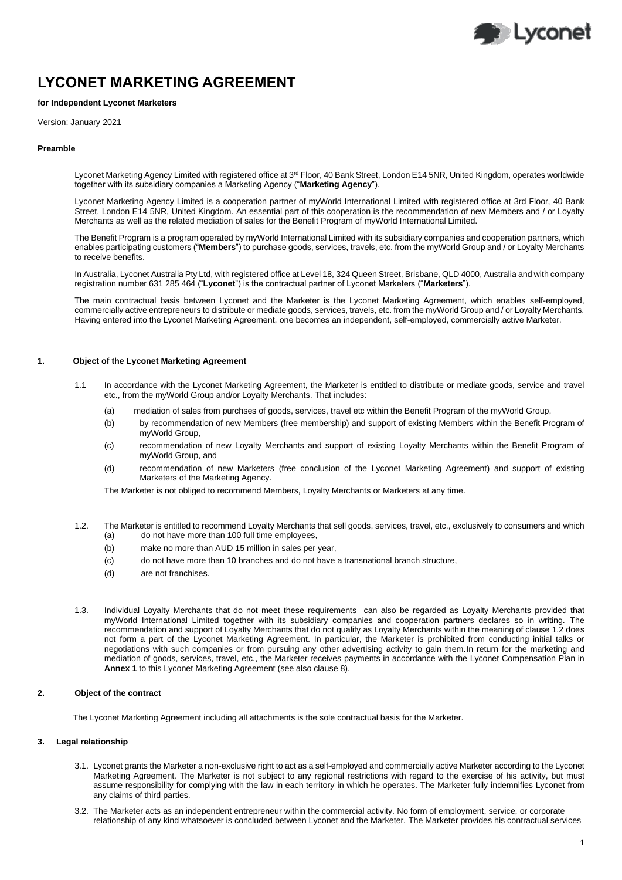# LYCONET MARKETING AGREEMENT

**for Independent Lyconet Marketers**

Version: January 2021

**Preamble**

Lyconet Marketing Agency Limited with registered office at 3rd Floor, 40 Bank Street, London E14 5NR, United Kingdom, operates worldwide together with its subsidiary companies a Marketing Agency ("**Marketing Agency**").

Lyconet Marketing Agency Limited is a cooperation partner of myWorld International Limited with registered office at 3rd Floor, 40 Bank Street, London E14 5NR, United Kingdom. An essential part of this cooperation is the recommendation of new Members and / or Loyalty Merchants as well as the related mediation of sales for the Benefit Program of myWorld International Limited.

The Benefit Program is a program operated by myWorld International Limited with its subsidiary companies and cooperation partners, which enables participating customers ("**Members**") to purchase goods, services, travels, etc. from the myWorld Group and / or Loyalty Merchants to receive benefits.

In Australia, Lyconet Australia Pty Ltd, with registered office at Level 18, 324 Queen Street, Brisbane, QLD 4000, Australia and with company registration number 631 285 464 ("**Lyconet**") is the contractual partner of Lyconet Marketers ("**Marketers**").

The main contractual basis between Lyconet and the Marketer is the Lyconet Marketing Agreement, which enables self-employed, commercially active entrepreneurs to distribute or mediate goods, services, travels, etc. from the myWorld Group and / or Loyalty Merchants. Having entered into the Lyconet Marketing Agreement, one becomes an independent, self-employed, commercially active Marketer.

## 1. Object of the Lyconet Marketing Agreement

1.1 In accordance with the Lyconet Marketing Agreement, the Marketer is entitled to distribute or mediate goods, service and travel etc., from the myWorld Group and/or Loyalty Merchants. That includes:

(a) mediation of sales from purchses of goods, services, travel etc within the Benefit Program of the myWorld Group,

(b) by recommendation of new Members (free membership) and support of existing Members within the Benefit Program of myWorld Group,

(c) recommendation of new Loyalty Merchants and support of existing Loyalty Merchants within the Benefit Program of myWorld Group, and

(d) recommendation of new Marketers (free conclusion of the Lyconet Marketing Agreement) and support of existing Marketers of the Marketing Agency.

The Marketer is not obliged to recommend Members, Loyalty Merchants or Marketers at any time.

1.2. The Marketer is entitled to recommend Loyalty Merchants that sell goods, services, travel, etc., exclusively to consumers and which

(a) do not have more than 100 full time employees,

(b) make no more than AUD 15 million in sales per year,

(c) do not have more than 10 branches and do not have a transnational branch structure,

(d) are not franchises.

1.3. Individual Loyalty Merchants that do not meet these requirements can also be regarded as Loyalty Merchants provided that myWorld International Limited together with its subsidiary companies and cooperation partners declares so in writing. The recommendation and support of Loyalty Merchants that do not qualify as Loyalty Merchants within the meaning of clause 1.2 does not form a part of the Lyconet Marketing Agreement. In particular, the Marketer is prohibited from conducting initial talks or negotiations with such companies or from pursuing any other advertising activity to gain them.In return for the marketing and mediation of goods, services, travel, etc., the Marketer receives payments in accordance with the Lyconet Compensation Plan in **Annex 1** to this Lyconet Marketing Agreement (see also clause 8).

## 2. Object of the contract

The Lyconet Marketing Agreement including all attachments is the sole contractual basis for the Marketer.

## 3. Legal relationship

3.1. Lyconet grants the Marketer a non-exclusive right to act as a self-employed and commercially active Marketer according to the Lyconet Marketing Agreement. The Marketer is not subject to any regional restrictions with regard to the exercise of his activity, but must assume responsibility for complying with the law in each territory in which he operates. The Marketer fully indemnifies Lyconet from any claims of third parties.

3.2. The Marketer acts as an independent entrepreneur within the commercial activity. No form of employment, service, or corporate relationship of any kind whatsoever is concluded between Lyconet and the Marketer. The Marketer provides his contractual services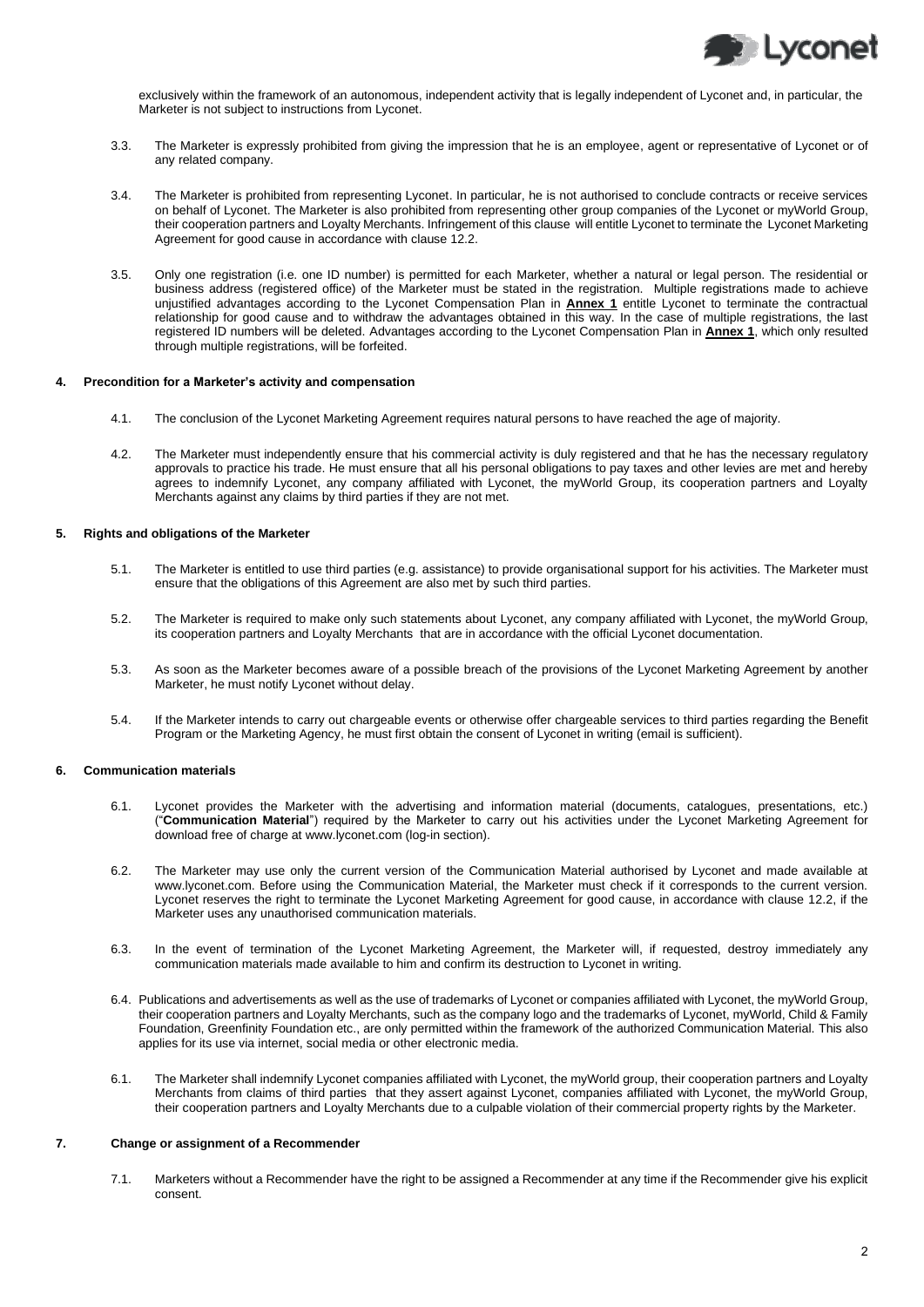exclusively within the framework of an autonomous, independent activity that is legally independent of Lyconet and, in particular, the Marketer is not subject to instructions from Lyconet.

3.3. The Marketer is expressly prohibited from giving the impression that he is an employee, agent or representative of Lyconet or of any related company.

3.4. The Marketer is prohibited from representing Lyconet. In particular, he is not authorised to conclude contracts or receive services on behalf of Lyconet. The Marketer is also prohibited from representing other group companies of the Lyconet or myWorld Group, their cooperation partners and Loyalty Merchants. Infringement of this clause will entitle Lyconet to terminate the Lyconet Marketing Agreement for good cause in accordance with clause 12.2.

3.5. Only one registration (i.e. one ID number) is permitted for each Marketer, whether a natural or legal person. The residential or business address (registered office) of the Marketer must be stated in the registration. Multiple registrations made to achieve unjustified advantages according to the Lyconet Compensation Plan in **Annex 1** entitle Lyconet to terminate the contractual relationship for good cause and to withdraw the advantages obtained in this way. In the case of multiple registrations, the last registered ID numbers will be deleted. Advantages according to the Lyconet Compensation Plan in **Annex 1**, which only resulted through multiple registrations, will be forfeited.

## 4. Precondition for a Marketer's activity and compensation

4.1. The conclusion of the Lyconet Marketing Agreement requires natural persons to have reached the age of majority.

4.2. The Marketer must independently ensure that his commercial activity is duly registered and that he has the necessary regulatory approvals to practice his trade. He must ensure that all his personal obligations to pay taxes and other levies are met and hereby agrees to indemnify Lyconet, any company affiliated with Lyconet, the myWorld Group, its cooperation partners and Loyalty Merchants against any claims by third parties if they are not met.

## 5. Rights and obligations of the Marketer

5.1. The Marketer is entitled to use third parties (e.g. assistance) to provide organisational support for his activities. The Marketer must ensure that the obligations of this Agreement are also met by such third parties.

5.2. The Marketer is required to make only such statements about Lyconet, any company affiliated with Lyconet, the myWorld Group, its cooperation partners and Loyalty Merchants that are in accordance with the official Lyconet documentation.

5.3. As soon as the Marketer becomes aware of a possible breach of the provisions of the Lyconet Marketing Agreement by another Marketer, he must notify Lyconet without delay.

5.4. If the Marketer intends to carry out chargeable events or otherwise offer chargeable services to third parties regarding the Benefit Program or the Marketing Agency, he must first obtain the consent of Lyconet in writing (email is sufficient).

## 6. Communication materials

6.1. Lyconet provides the Marketer with the advertising and information material (documents, catalogues, presentations, etc.) ("**Communication Material**") required by the Marketer to carry out his activities under the Lyconet Marketing Agreement for download free of charge at www.lyconet.com (log-in section).

6.2. The Marketer may use only the current version of the Communication Material authorised by Lyconet and made available at www.lyconet.com. Before using the Communication Material, the Marketer must check if it corresponds to the current version. Lyconet reserves the right to terminate the Lyconet Marketing Agreement for good cause, in accordance with clause 12.2, if the Marketer uses any unauthorised communication materials.

6.3. In the event of termination of the Lyconet Marketing Agreement, the Marketer will, if requested, destroy immediately any communication materials made available to him and confirm its destruction to Lyconet in writing.

6.4. Publications and advertisements as well as the use of trademarks of Lyconet or companies affiliated with Lyconet, the myWorld Group, their cooperation partners and Loyalty Merchants, such as the company logo and the trademarks of Lyconet, myWorld, Child & Family Foundation, Greenfinity Foundation etc., are only permitted within the framework of the authorized Communication Material. This also applies for its use via internet, social media or other electronic media.

6.1. The Marketer shall indemnify Lyconet companies affiliated with Lyconet, the myWorld group, their cooperation partners and Loyalty Merchants from claims of third parties that they assert against Lyconet, companies affiliated with Lyconet, the myWorld Group, their cooperation partners and Loyalty Merchants due to a culpable violation of their commercial property rights by the Marketer.

## 7. Change or assignment of a Recommender

7.1. Marketers without a Recommender have the right to be assigned a Recommender at any time if the Recommender give his explicit consent.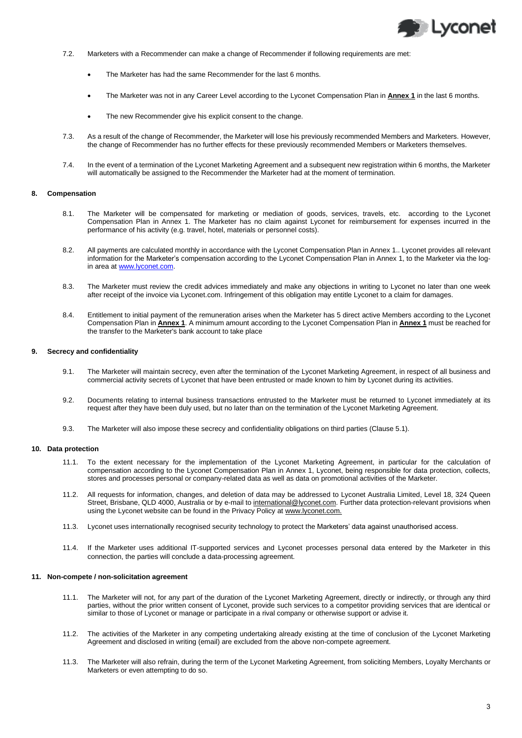7.2. Marketers with a Recommender can make a change of Recommender if following requirements are met:

- The Marketer has had the same Recommender for the last 6 months.
- The Marketer was not in any Career Level according to the Lyconet Compensation Plan in **Annex 1** in the last 6 months.
- The new Recommender give his explicit consent to the change.

7.3. As a result of the change of Recommender, the Marketer will lose his previously recommended Members and Marketers. However, the change of Recommender has no further effects for these previously recommended Members or Marketers themselves.

7.4. In the event of a termination of the Lyconet Marketing Agreement and a subsequent new registration within 6 months, the Marketer will automatically be assigned to the Recommender the Marketer had at the moment of termination.

#### 8. Compensation

8.1. The Marketer will be compensated for marketing or mediation of goods, services, travels, etc. according to the Lyconet Compensation Plan in Annex 1. The Marketer has no claim against Lyconet for reimbursement for expenses incurred in the performance of his activity (e.g. travel, hotel, materials or personnel costs).

8.2. All payments are calculated monthly in accordance with the Lyconet Compensation Plan in Annex 1.. Lyconet provides all relevant information for the Marketer's compensation according to the Lyconet Compensation Plan in Annex 1, to the Marketer via the log-in area at www.lyconet.com.

8.3. The Marketer must review the credit advices immediately and make any objections in writing to Lyconet no later than one week after receipt of the invoice via Lyconet.com. Infringement of this obligation may entitle Lyconet to a claim for damages.

8.4. Entitlement to initial payment of the remuneration arises when the Marketer has 5 direct active Members according to the Lyconet Compensation Plan in **Annex 1**. A minimum amount according to the Lyconet Compensation Plan in **Annex 1** must be reached for the transfer to the Marketer's bank account to take place

#### 9. Secrecy and confidentiality

9.1. The Marketer will maintain secrecy, even after the termination of the Lyconet Marketing Agreement, in respect of all business and commercial activity secrets of Lyconet that have been entrusted or made known to him by Lyconet during its activities.

9.2. Documents relating to internal business transactions entrusted to the Marketer must be returned to Lyconet immediately at its request after they have been duly used, but no later than on the termination of the Lyconet Marketing Agreement.

9.3. The Marketer will also impose these secrecy and confidentiality obligations on third parties (Clause 5.1).

#### 10. Data protection

11.1. To the extent necessary for the implementation of the Lyconet Marketing Agreement, in particular for the calculation of compensation according to the Lyconet Compensation Plan in Annex 1, Lyconet, being responsible for data protection, collects, stores and processes personal or company-related data as well as data on promotional activities of the Marketer.

11.2. All requests for information, changes, and deletion of data may be addressed to Lyconet Australia Limited, Level 18, 324 Queen Street, Brisbane, QLD 4000, Australia or by e-mail to international@lyconet.com. Further data protection-relevant provisions when using the Lyconet website can be found in the Privacy Policy at www.lyconet.com.

11.3. Lyconet uses internationally recognised security technology to protect the Marketers' data against unauthorised access.

11.4. If the Marketer uses additional IT-supported services and Lyconet processes personal data entered by the Marketer in this connection, the parties will conclude a data-processing agreement.

#### 11. Non-compete / non-solicitation agreement

11.1. The Marketer will not, for any part of the duration of the Lyconet Marketing Agreement, directly or indirectly, or through any third parties, without the prior written consent of Lyconet, provide such services to a competitor providing services that are identical or similar to those of Lyconet or manage or participate in a rival company or otherwise support or advise it.

11.2. The activities of the Marketer in any competing undertaking already existing at the time of conclusion of the Lyconet Marketing Agreement and disclosed in writing (email) are excluded from the above non-compete agreement.

11.3. The Marketer will also refrain, during the term of the Lyconet Marketing Agreement, from soliciting Members, Loyalty Merchants or Marketers or even attempting to do so.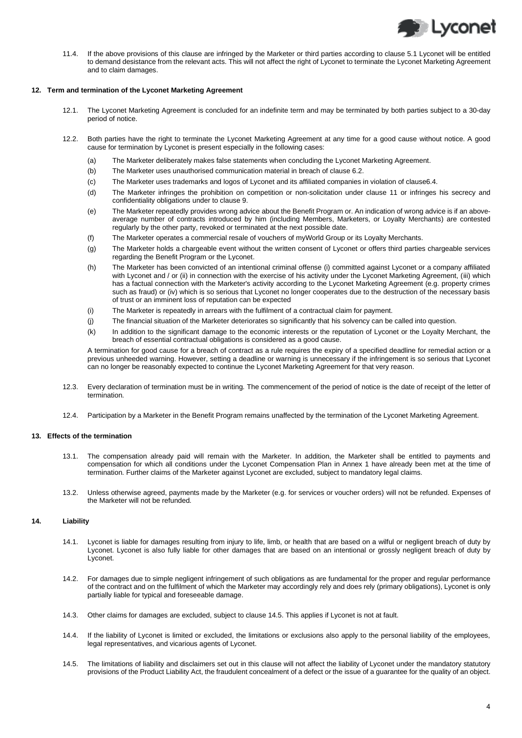11.4. If the above provisions of this clause are infringed by the Marketer or third parties according to clause 5.1 Lyconet will be entitled to demand desistance from the relevant acts. This will not affect the right of Lyconet to terminate the Lyconet Marketing Agreement and to claim damages.

## 12. Term and termination of the Lyconet Marketing Agreement

12.1. The Lyconet Marketing Agreement is concluded for an indefinite term and may be terminated by both parties subject to a 30-day period of notice.

12.2. Both parties have the right to terminate the Lyconet Marketing Agreement at any time for a good cause without notice. A good cause for termination by Lyconet is present especially in the following cases:

(a) The Marketer deliberately makes false statements when concluding the Lyconet Marketing Agreement.

(b) The Marketer uses unauthorised communication material in breach of clause 6.2.

(c) The Marketer uses trademarks and logos of Lyconet and its affiliated companies in violation of clause6.4.

(d) The Marketer infringes the prohibition on competition or non-solicitation under clause 11 or infringes his secrecy and confidentiality obligations under to clause 9.

(e) The Marketer repeatedly provides wrong advice about the Benefit Program or. An indication of wrong advice is if an above-average number of contracts introduced by him (including Members, Marketers, or Loyalty Merchants) are contested regularly by the other party, revoked or terminated at the next possible date.

(f) The Marketer operates a commercial resale of vouchers of myWorld Group or its Loyalty Merchants.

(g) The Marketer holds a chargeable event without the written consent of Lyconet or offers third parties chargeable services regarding the Benefit Program or the Lyconet.

(h) The Marketer has been convicted of an intentional criminal offense (i) committed against Lyconet or a company affiliated with Lyconet and / or (ii) in connection with the exercise of his activity under the Lyconet Marketing Agreement, (iii) which has a factual connection with the Marketer's activity according to the Lyconet Marketing Agreement (e.g. property crimes such as fraud) or (iv) which is so serious that Lyconet no longer cooperates due to the destruction of the necessary basis of trust or an imminent loss of reputation can be expected

(i) The Marketer is repeatedly in arrears with the fulfilment of a contractual claim for payment.

(j) The financial situation of the Marketer deteriorates so significantly that his solvency can be called into question.

(k) In addition to the significant damage to the economic interests or the reputation of Lyconet or the Loyalty Merchant, the breach of essential contractual obligations is considered as a good cause.

A termination for good cause for a breach of contract as a rule requires the expiry of a specified deadline for remedial action or a previous unheeded warning. However, setting a deadline or warning is unnecessary if the infringement is so serious that Lyconet can no longer be reasonably expected to continue the Lyconet Marketing Agreement for that very reason.

12.3. Every declaration of termination must be in writing. The commencement of the period of notice is the date of receipt of the letter of termination.

12.4. Participation by a Marketer in the Benefit Program remains unaffected by the termination of the Lyconet Marketing Agreement.

## 13. Effects of the termination

13.1. The compensation already paid will remain with the Marketer. In addition, the Marketer shall be entitled to payments and compensation for which all conditions under the Lyconet Compensation Plan in Annex 1 have already been met at the time of termination. Further claims of the Marketer against Lyconet are excluded, subject to mandatory legal claims.

13.2. Unless otherwise agreed, payments made by the Marketer (e.g. for services or voucher orders) will not be refunded. Expenses of the Marketer will not be refunded.

## 14. Liability

14.1. Lyconet is liable for damages resulting from injury to life, limb, or health that are based on a wilful or negligent breach of duty by Lyconet. Lyconet is also fully liable for other damages that are based on an intentional or grossly negligent breach of duty by Lyconet.

14.2. For damages due to simple negligent infringement of such obligations as are fundamental for the proper and regular performance of the contract and on the fulfilment of which the Marketer may accordingly rely and does rely (primary obligations), Lyconet is only partially liable for typical and foreseeable damage.

14.3. Other claims for damages are excluded, subject to clause 14.5. This applies if Lyconet is not at fault.

14.4. If the liability of Lyconet is limited or excluded, the limitations or exclusions also apply to the personal liability of the employees, legal representatives, and vicarious agents of Lyconet.

14.5. The limitations of liability and disclaimers set out in this clause will not affect the liability of Lyconet under the mandatory statutory provisions of the Product Liability Act, the fraudulent concealment of a defect or the issue of a guarantee for the quality of an object.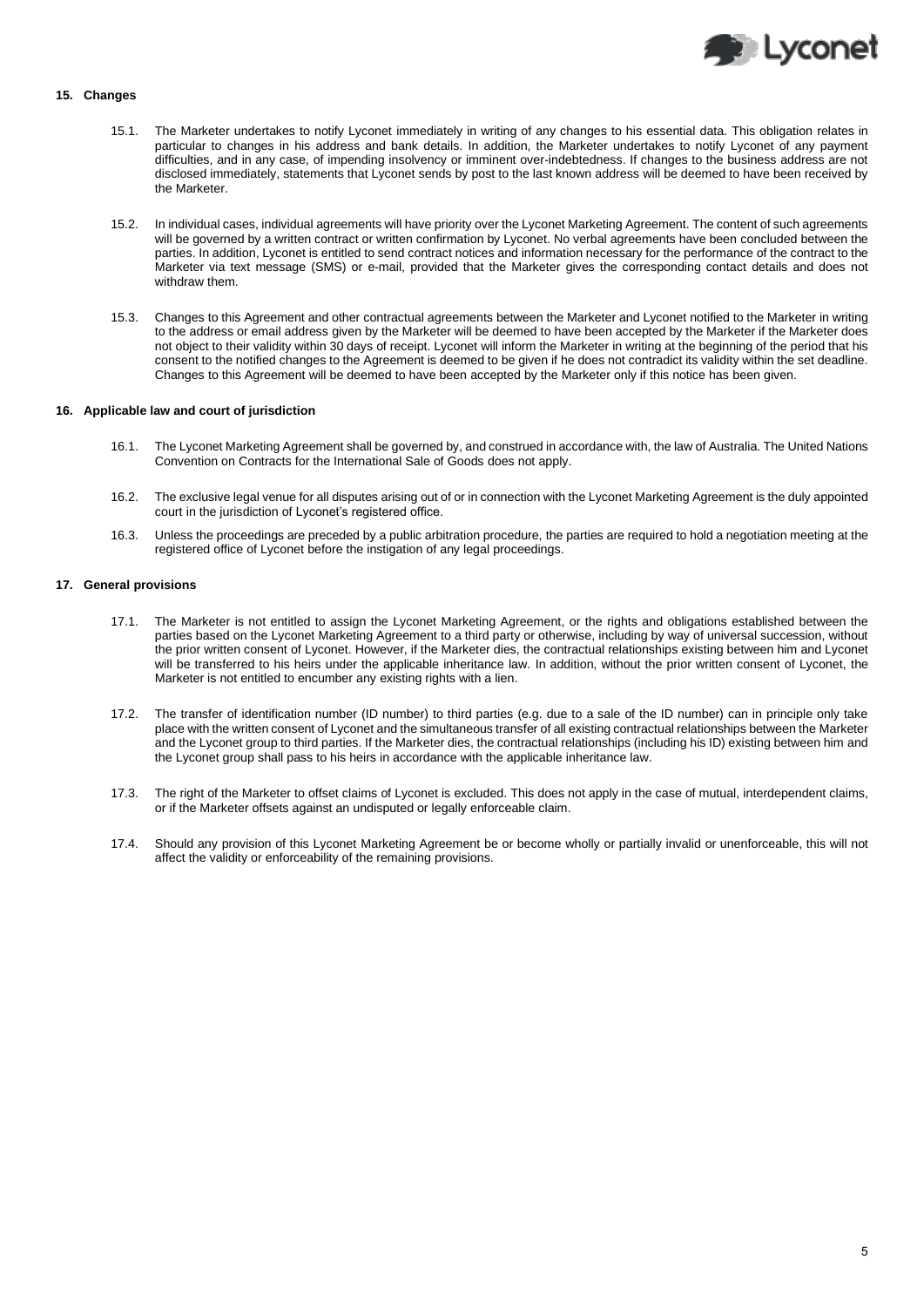## 15. Changes

15.1. The Marketer undertakes to notify Lyconet immediately in writing of any changes to his essential data. This obligation relates in particular to changes in his address and bank details. In addition, the Marketer undertakes to notify Lyconet of any payment difficulties, and in any case, of impending insolvency or imminent over-indebtedness. If changes to the business address are not disclosed immediately, statements that Lyconet sends by post to the last known address will be deemed to have been received by the Marketer.

15.2. In individual cases, individual agreements will have priority over the Lyconet Marketing Agreement. The content of such agreements will be governed by a written contract or written confirmation by Lyconet. No verbal agreements have been concluded between the parties. In addition, Lyconet is entitled to send contract notices and information necessary for the performance of the contract to the Marketer via text message (SMS) or e-mail, provided that the Marketer gives the corresponding contact details and does not withdraw them.

15.3. Changes to this Agreement and other contractual agreements between the Marketer and Lyconet notified to the Marketer in writing to the address or email address given by the Marketer will be deemed to have been accepted by the Marketer if the Marketer does not object to their validity within 30 days of receipt. Lyconet will inform the Marketer in writing at the beginning of the period that his consent to the notified changes to the Agreement is deemed to be given if he does not contradict its validity within the set deadline. Changes to this Agreement will be deemed to have been accepted by the Marketer only if this notice has been given.

## 16. Applicable law and court of jurisdiction

16.1. The Lyconet Marketing Agreement shall be governed by, and construed in accordance with, the law of Australia. The United Nations Convention on Contracts for the International Sale of Goods does not apply.

16.2. The exclusive legal venue for all disputes arising out of or in connection with the Lyconet Marketing Agreement is the duly appointed court in the jurisdiction of Lyconet's registered office.

16.3. Unless the proceedings are preceded by a public arbitration procedure, the parties are required to hold a negotiation meeting at the registered office of Lyconet before the instigation of any legal proceedings.

## 17. General provisions

17.1. The Marketer is not entitled to assign the Lyconet Marketing Agreement, or the rights and obligations established between the parties based on the Lyconet Marketing Agreement to a third party or otherwise, including by way of universal succession, without the prior written consent of Lyconet. However, if the Marketer dies, the contractual relationships existing between him and Lyconet will be transferred to his heirs under the applicable inheritance law. In addition, without the prior written consent of Lyconet, the Marketer is not entitled to encumber any existing rights with a lien.

17.2. The transfer of identification number (ID number) to third parties (e.g. due to a sale of the ID number) can in principle only take place with the written consent of Lyconet and the simultaneous transfer of all existing contractual relationships between the Marketer and the Lyconet group to third parties. If the Marketer dies, the contractual relationships (including his ID) existing between him and the Lyconet group shall pass to his heirs in accordance with the applicable inheritance law.

17.3. The right of the Marketer to offset claims of Lyconet is excluded. This does not apply in the case of mutual, interdependent claims, or if the Marketer offsets against an undisputed or legally enforceable claim.

17.4. Should any provision of this Lyconet Marketing Agreement be or become wholly or partially invalid or unenforceable, this will not affect the validity or enforceability of the remaining provisions.